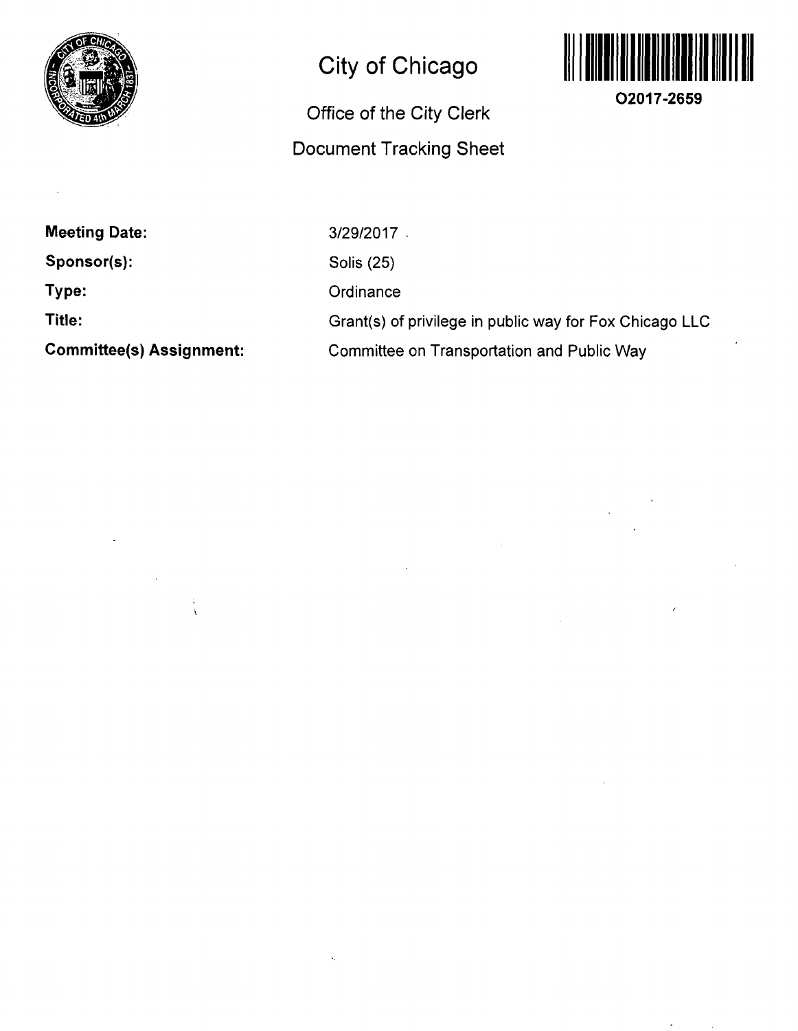# City of Chicago

## Office of the City Clerk

## Document Tracking Sheet

O2017-2659

**Meeting Date:** 3/29/2017

**Sponsor(s):** Solis (25)

**Type:** Ordinance

**Title:** Grant(s) of privilege in public way for Fox Chicago LLC

**Committee(s) Assignment:** Committee on Transportation and Public Way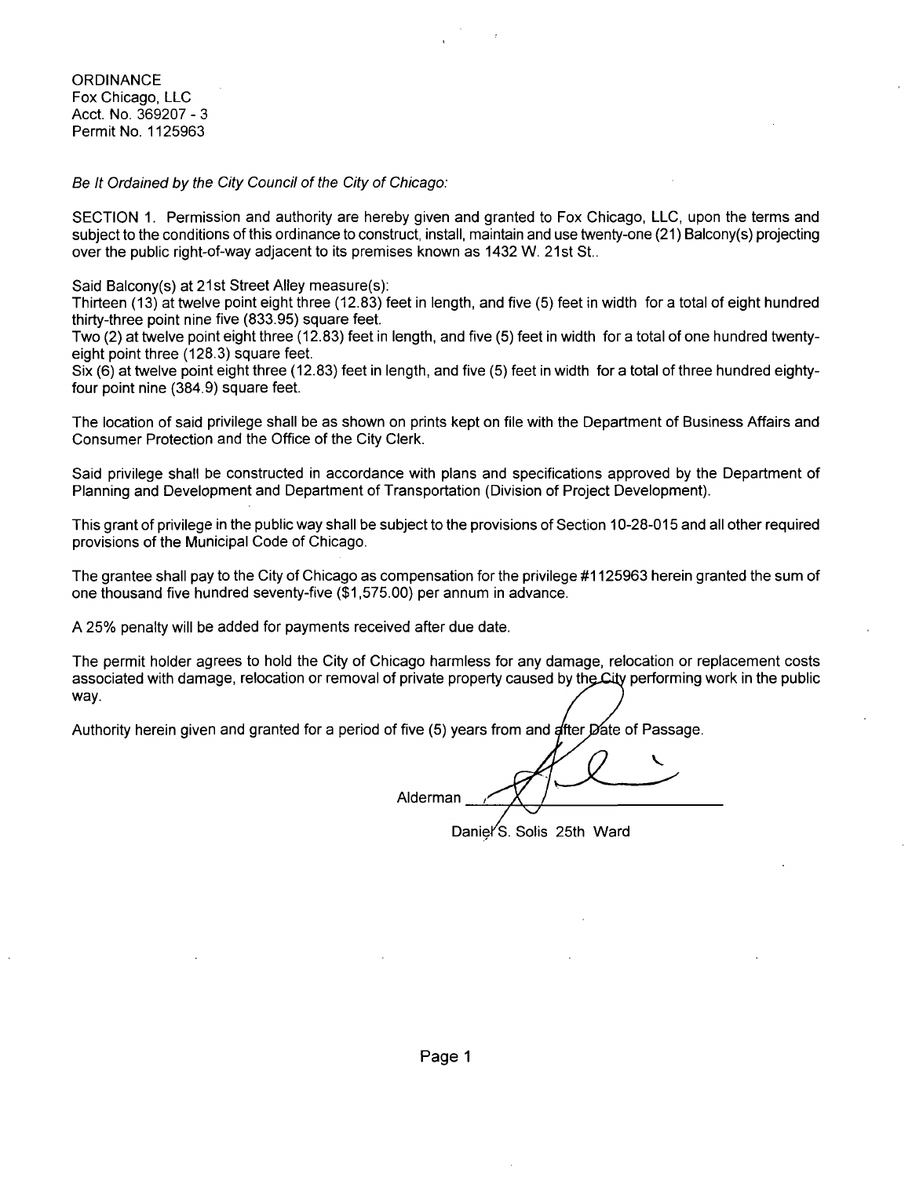ORDINANCE
Fox Chicago, LLC
Acct. No. 369207 - 3
Permit No. 1125963

*Be It Ordained by the City Council of the City of Chicago:*

SECTION 1. Permission and authority are hereby given and granted to Fox Chicago, LLC, upon the terms and subject to the conditions of this ordinance to construct, install, maintain and use twenty-one (21) Balcony(s) projecting over the public right-of-way adjacent to its premises known as 1432 W. 21st St..

Said Balcony(s) at 21st Street Alley measure(s):
Thirteen (13) at twelve point eight three (12.83) feet in length, and five (5) feet in width for a total of eight hundred thirty-three point nine five (833.95) square feet.
Two (2) at twelve point eight three (12.83) feet in length, and five (5) feet in width for a total of one hundred twenty-eight point three (128.3) square feet.
Six (6) at twelve point eight three (12.83) feet in length, and five (5) feet in width for a total of three hundred eighty-four point nine (384.9) square feet.

The location of said privilege shall be as shown on prints kept on file with the Department of Business Affairs and Consumer Protection and the Office of the City Clerk.

Said privilege shall be constructed in accordance with plans and specifications approved by the Department of Planning and Development and Department of Transportation (Division of Project Development).

This grant of privilege in the public way shall be subject to the provisions of Section 10-28-015 and all other required provisions of the Municipal Code of Chicago.

The grantee shall pay to the City of Chicago as compensation for the privilege #1125963 herein granted the sum of one thousand five hundred seventy-five ($1,575.00) per annum in advance.

A 25% penalty will be added for payments received after due date.

The permit holder agrees to hold the City of Chicago harmless for any damage, relocation or replacement costs associated with damage, relocation or removal of private property caused by the City performing work in the public way.

Authority herein given and granted for a period of five (5) years from and after Date of Passage.

Alderman ____________________

Daniel S. Solis 25th Ward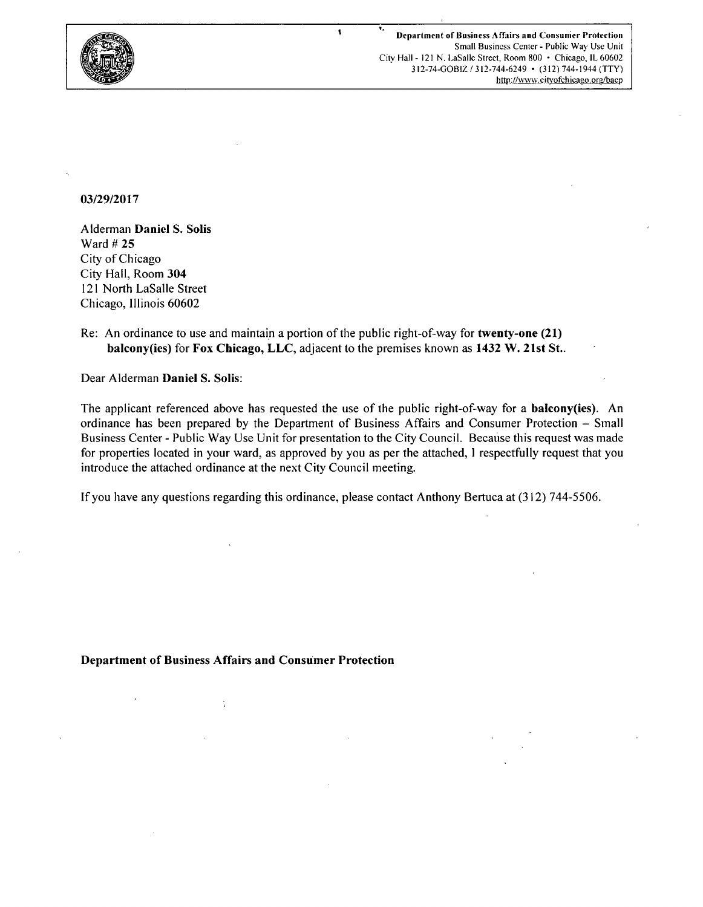**Department of Business Affairs and Consumer Protection**
Small Business Center - Public Way Use Unit
City Hall - 121 N. LaSalle Street, Room 800 • Chicago, IL 60602
312-74-GOBIZ / 312-744-6249 • (312) 744-1944 (TTY)
http://www.cityofchicago.org/bacp

**03/29/2017**

Alderman **Daniel S. Solis**
Ward # **25**
City of Chicago
City Hall, Room **304**
121 North LaSalle Street
Chicago, Illinois 60602

Re: An ordinance to use and maintain a portion of the public right-of-way for **twenty-one (21) balcony(ies)** for **Fox Chicago, LLC**, adjacent to the premises known as **1432 W. 21st St.**.

Dear Alderman **Daniel S. Solis**:

The applicant referenced above has requested the use of the public right-of-way for a **balcony(ies)**. An ordinance has been prepared by the Department of Business Affairs and Consumer Protection – Small Business Center - Public Way Use Unit for presentation to the City Council. Because this request was made for properties located in your ward, as approved by you as per the attached, I respectfully request that you introduce the attached ordinance at the next City Council meeting.

If you have any questions regarding this ordinance, please contact Anthony Bertuca at (312) 744-5506.

**Department of Business Affairs and Consumer Protection**